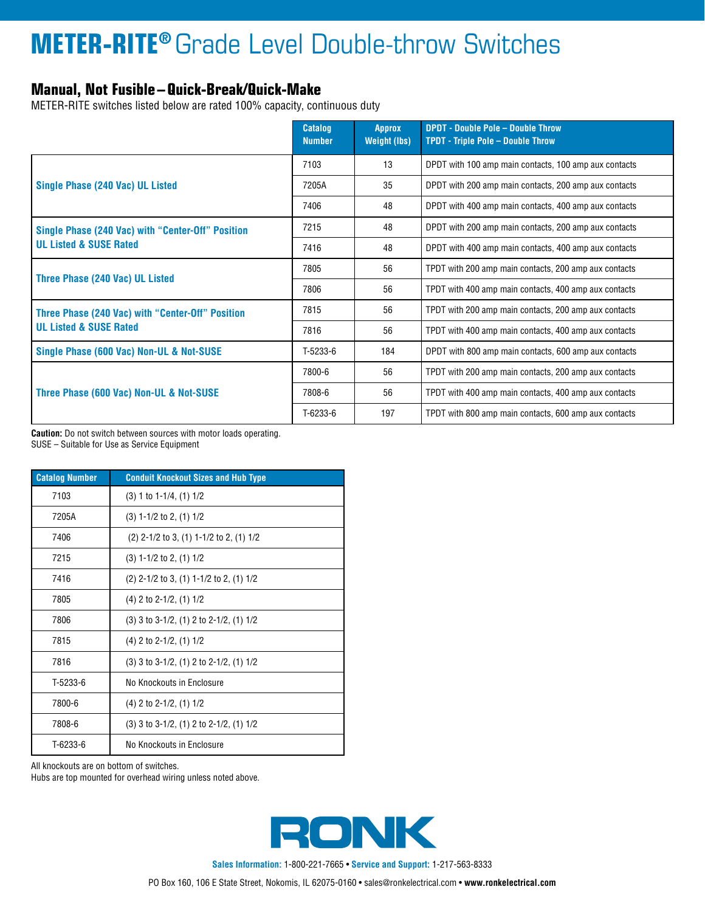# METER-RITE® Grade Level Double-throw Switches

## Manual, Not Fusible – Quick-Break/Quick-Make

METER-RITE switches listed below are rated 100% capacity, continuous duty

| | Catalog Number | Approx Weight (lbs) | DPDT - Double Pole – Double Throw<br>TPDT - Triple Pole – Double Throw |
|---|---|---|---|
| Single Phase (240 Vac) UL Listed | 7103 | 13 | DPDT with 100 amp main contacts, 100 amp aux contacts |
| | 7205A | 35 | DPDT with 200 amp main contacts, 200 amp aux contacts |
| | 7406 | 48 | DPDT with 400 amp main contacts, 400 amp aux contacts |
| Single Phase (240 Vac) with "Center-Off" Position UL Listed & SUSE Rated | 7215 | 48 | DPDT with 200 amp main contacts, 200 amp aux contacts |
| | 7416 | 48 | DPDT with 400 amp main contacts, 400 amp aux contacts |
| Three Phase (240 Vac) UL Listed | 7805 | 56 | TPDT with 200 amp main contacts, 200 amp aux contacts |
| | 7806 | 56 | TPDT with 400 amp main contacts, 400 amp aux contacts |
| Three Phase (240 Vac) with "Center-Off" Position UL Listed & SUSE Rated | 7815 | 56 | TPDT with 200 amp main contacts, 200 amp aux contacts |
| | 7816 | 56 | TPDT with 400 amp main contacts, 400 amp aux contacts |
| Single Phase (600 Vac) Non-UL & Not-SUSE | T-5233-6 | 184 | DPDT with 800 amp main contacts, 600 amp aux contacts |
| Three Phase (600 Vac) Non-UL & Not-SUSE | 7800-6 | 56 | TPDT with 200 amp main contacts, 200 amp aux contacts |
| | 7808-6 | 56 | TPDT with 400 amp main contacts, 400 amp aux contacts |
| | T-6233-6 | 197 | TPDT with 800 amp main contacts, 600 amp aux contacts |

**Caution:** Do not switch between sources with motor loads operating.
SUSE – Suitable for Use as Service Equipment

| Catalog Number | Conduit Knockout Sizes and Hub Type |
|---|---|
| 7103 | (3) 1 to 1-1/4, (1) 1/2 |
| 7205A | (3) 1-1/2 to 2, (1) 1/2 |
| 7406 | (2) 2-1/2 to 3, (1) 1-1/2 to 2, (1) 1/2 |
| 7215 | (3) 1-1/2 to 2, (1) 1/2 |
| 7416 | (2) 2-1/2 to 3, (1) 1-1/2 to 2, (1) 1/2 |
| 7805 | (4) 2 to 2-1/2, (1) 1/2 |
| 7806 | (3) 3 to 3-1/2, (1) 2 to 2-1/2, (1) 1/2 |
| 7815 | (4) 2 to 2-1/2, (1) 1/2 |
| 7816 | (3) 3 to 3-1/2, (1) 2 to 2-1/2, (1) 1/2 |
| T-5233-6 | No Knockouts in Enclosure |
| 7800-6 | (4) 2 to 2-1/2, (1) 1/2 |
| 7808-6 | (3) 3 to 3-1/2, (1) 2 to 2-1/2, (1) 1/2 |
| T-6233-6 | No Knockouts in Enclosure |

All knockouts are on bottom of switches.
Hubs are top mounted for overhead wiring unless noted above.

RONK

**Sales Information:** 1-800-221-7665 • **Service and Support:** 1-217-563-8333

PO Box 160, 106 E State Street, Nokomis, IL 62075-0160 • sales@ronkelectrical.com • **www.ronkelectrical.com**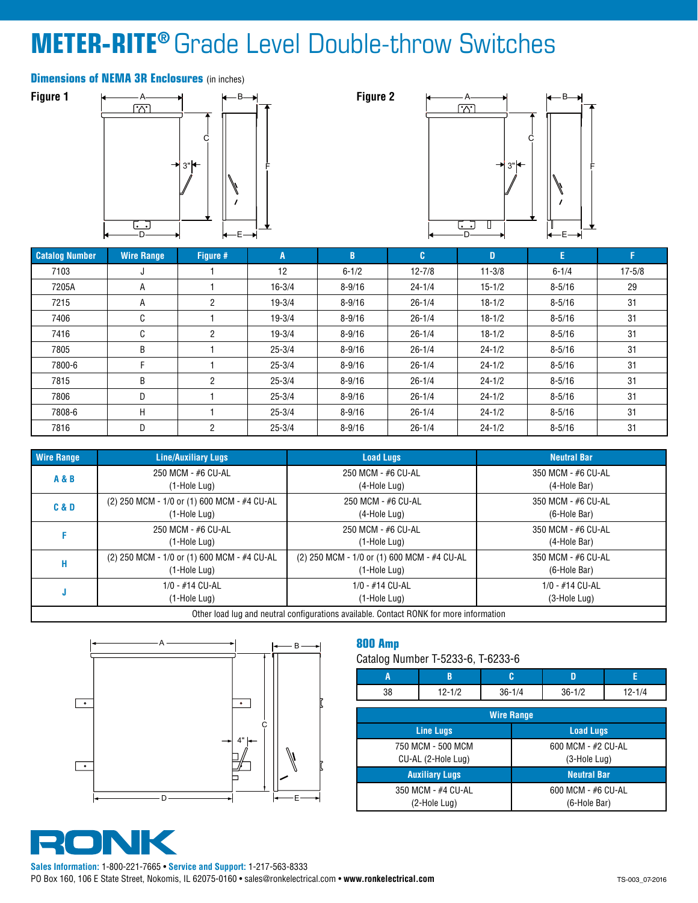# METER-RITE® Grade Level Double-throw Switches

## Dimensions of NEMA 3R Enclosures (in inches)

Figure 1

Figure 2

| Catalog Number | Wire Range | Figure # | A | B | C | D | E | F |
|---|---|---|---|---|---|---|---|---|
| 7103 | J | 1 | 12 | 6-1/2 | 12-7/8 | 11-3/8 | 6-1/4 | 17-5/8 |
| 7205A | A | 1 | 16-3/4 | 8-9/16 | 24-1/4 | 15-1/2 | 8-5/16 | 29 |
| 7215 | A | 2 | 19-3/4 | 8-9/16 | 26-1/4 | 18-1/2 | 8-5/16 | 31 |
| 7406 | C | 1 | 19-3/4 | 8-9/16 | 26-1/4 | 18-1/2 | 8-5/16 | 31 |
| 7416 | C | 2 | 19-3/4 | 8-9/16 | 26-1/4 | 18-1/2 | 8-5/16 | 31 |
| 7805 | B | 1 | 25-3/4 | 8-9/16 | 26-1/4 | 24-1/2 | 8-5/16 | 31 |
| 7800-6 | F | 1 | 25-3/4 | 8-9/16 | 26-1/4 | 24-1/2 | 8-5/16 | 31 |
| 7815 | B | 2 | 25-3/4 | 8-9/16 | 26-1/4 | 24-1/2 | 8-5/16 | 31 |
| 7806 | D | 1 | 25-3/4 | 8-9/16 | 26-1/4 | 24-1/2 | 8-5/16 | 31 |
| 7808-6 | H | 1 | 25-3/4 | 8-9/16 | 26-1/4 | 24-1/2 | 8-5/16 | 31 |
| 7816 | D | 2 | 25-3/4 | 8-9/16 | 26-1/4 | 24-1/2 | 8-5/16 | 31 |

| Wire Range | Line/Auxiliary Lugs | Load Lugs | Neutral Bar |
|---|---|---|---|
| A & B | 250 MCM - #6 CU-AL (1-Hole Lug) | 250 MCM - #6 CU-AL (4-Hole Lug) | 350 MCM - #6 CU-AL (4-Hole Bar) |
| C & D | (2) 250 MCM - 1/0 or (1) 600 MCM - #4 CU-AL (1-Hole Lug) | 250 MCM - #6 CU-AL (4-Hole Lug) | 350 MCM - #6 CU-AL (6-Hole Bar) |
| F | 250 MCM - #6 CU-AL (1-Hole Lug) | 250 MCM - #6 CU-AL (1-Hole Lug) | 350 MCM - #6 CU-AL (4-Hole Bar) |
| H | (2) 250 MCM - 1/0 or (1) 600 MCM - #4 CU-AL (1-Hole Lug) | (2) 250 MCM - 1/0 or (1) 600 MCM - #4 CU-AL (1-Hole Lug) | 350 MCM - #6 CU-AL (6-Hole Bar) |
| J | 1/0 - #14 CU-AL (1-Hole Lug) | 1/0 - #14 CU-AL (1-Hole Lug) | 1/0 - #14 CU-AL (3-Hole Lug) |
| Other load lug and neutral configurations available. Contact RONK for more information | | | |

## 800 Amp

Catalog Number T-5233-6, T-6233-6

| A | B | C | D | E |
|---|---|---|---|---|
| 38 | 12-1/2 | 36-1/4 | 36-1/2 | 12-1/4 |

| Wire Range | |
|---|---|
| **Line Lugs** | **Load Lugs** |
| 750 MCM - 500 MCM CU-AL (2-Hole Lug) | 600 MCM - #2 CU-AL (3-Hole Lug) |
| **Auxiliary Lugs** | **Neutral Bar** |
| 350 MCM - #4 CU-AL (2-Hole Lug) | 600 MCM - #6 CU-AL (6-Hole Bar) |

RONK

**Sales Information:** 1-800-221-7665 • **Service and Support:** 1-217-563-8333

PO Box 160, 106 E State Street, Nokomis, IL 62075-0160 • sales@ronkelectrical.com • **www.ronkelectrical.com**

TS-003_07-2016